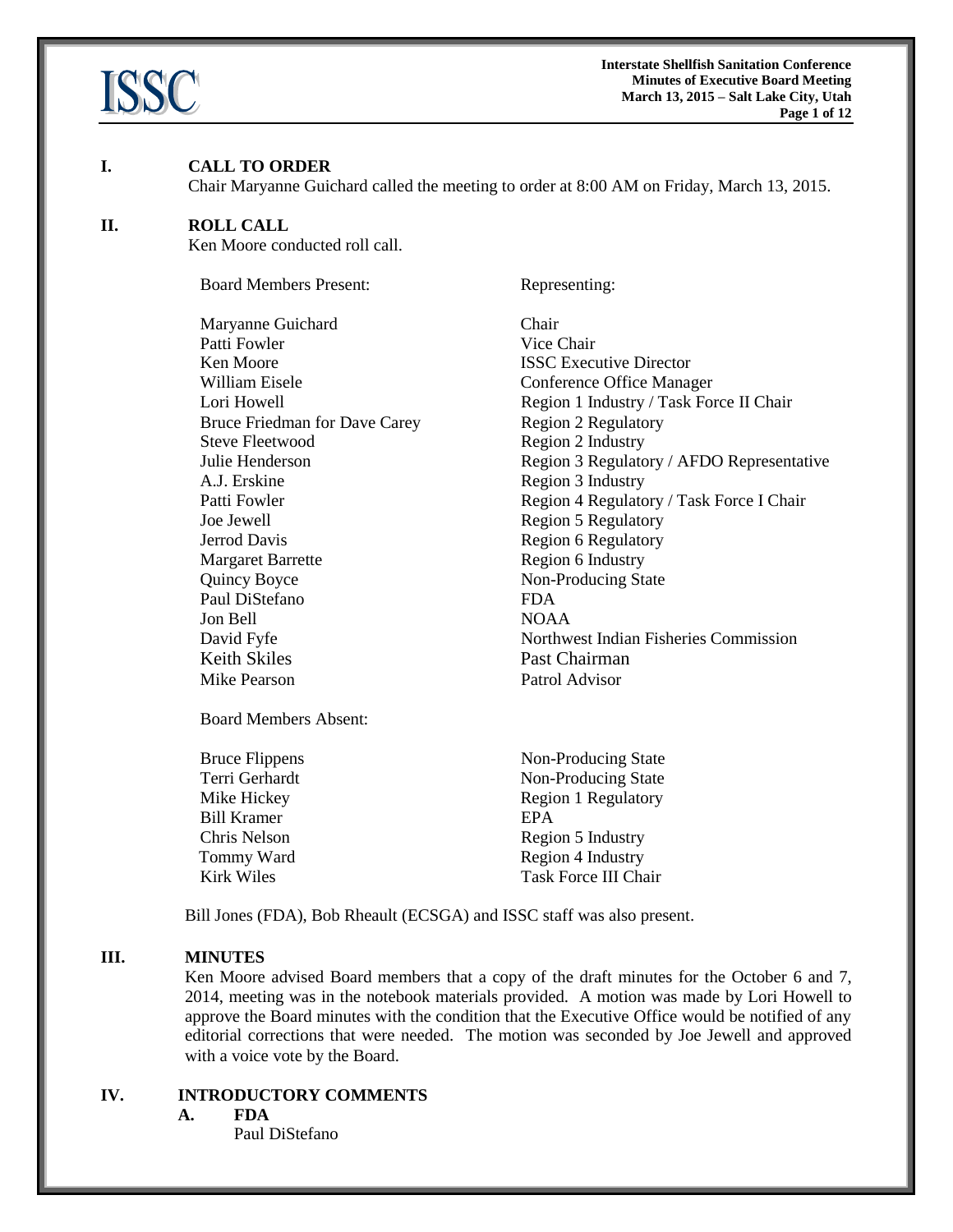## I. CALL TO ORDER

Chair Maryanne Guichard called the meeting to order at 8:00 AM on Friday, March 13, 2015.

## II. ROLL CALL

Ken Moore conducted roll call.

| Board Members Present: | Representing: |
|---|---|
| Maryanne Guichard | Chair |
| Patti Fowler | Vice Chair |
| Ken Moore | ISSC Executive Director |
| William Eisele | Conference Office Manager |
| Lori Howell | Region 1 Industry / Task Force II Chair |
| Bruce Friedman for Dave Carey | Region 2 Regulatory |
| Steve Fleetwood | Region 2 Industry |
| Julie Henderson | Region 3 Regulatory / AFDO Representative |
| A.J. Erskine | Region 3 Industry |
| Patti Fowler | Region 4 Regulatory / Task Force I Chair |
| Joe Jewell | Region 5 Regulatory |
| Jerrod Davis | Region 6 Regulatory |
| Margaret Barrette | Region 6 Industry |
| Quincy Boyce | Non-Producing State |
| Paul DiStefano | FDA |
| Jon Bell | NOAA |
| David Fyfe | Northwest Indian Fisheries Commission |
| Keith Skiles | Past Chairman |
| Mike Pearson | Patrol Advisor |

| Board Members Absent: | |
|---|---|
| Bruce Flippens | Non-Producing State |
| Terri Gerhardt | Non-Producing State |
| Mike Hickey | Region 1 Regulatory |
| Bill Kramer | EPA |
| Chris Nelson | Region 5 Industry |
| Tommy Ward | Region 4 Industry |
| Kirk Wiles | Task Force III Chair |

Bill Jones (FDA), Bob Rheault (ECSGA) and ISSC staff was also present.

## III. MINUTES

Ken Moore advised Board members that a copy of the draft minutes for the October 6 and 7, 2014, meeting was in the notebook materials provided. A motion was made by Lori Howell to approve the Board minutes with the condition that the Executive Office would be notified of any editorial corrections that were needed. The motion was seconded by Joe Jewell and approved with a voice vote by the Board.

## IV. INTRODUCTORY COMMENTS

### A. FDA

Paul DiStefano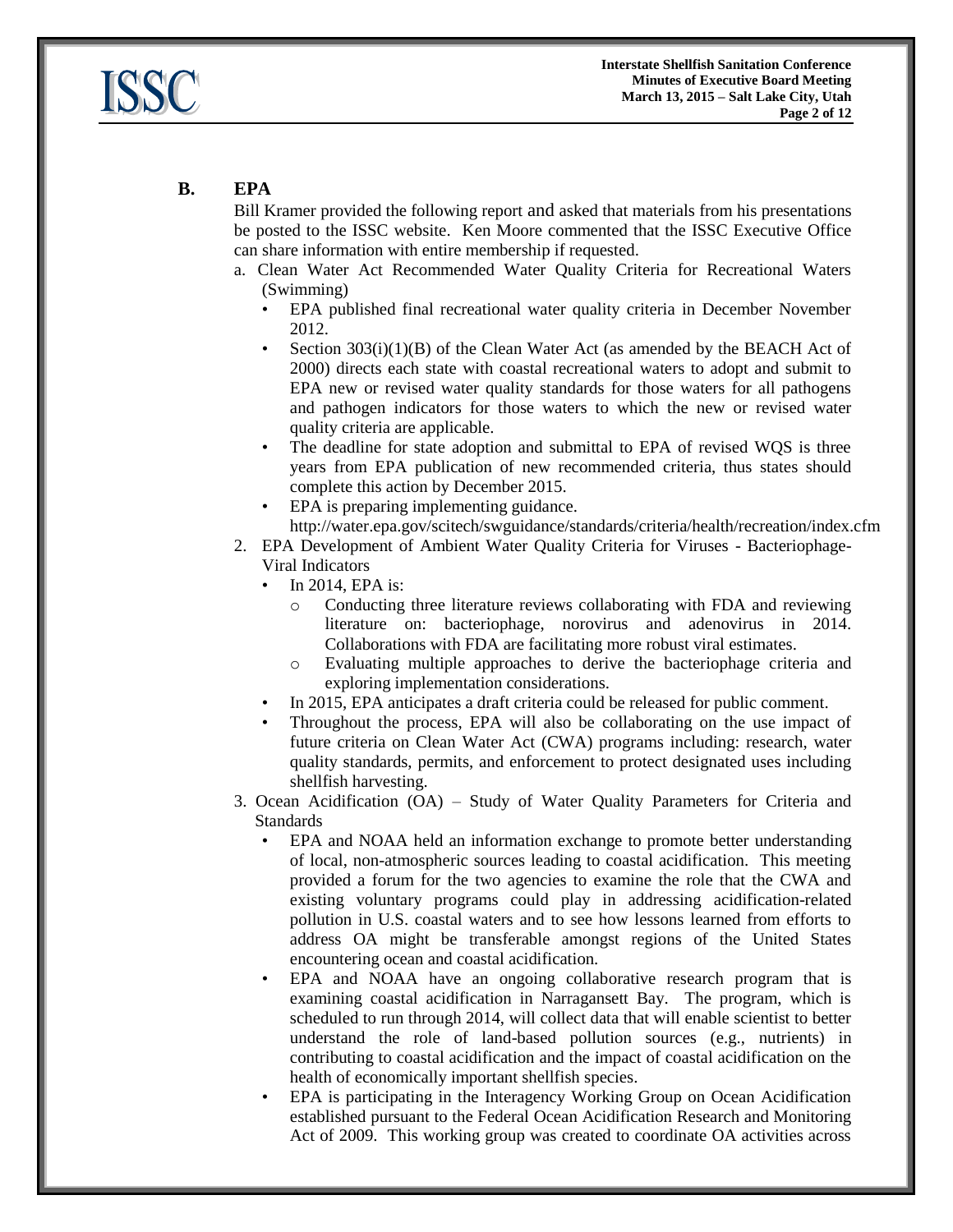## B. EPA

Bill Kramer provided the following report and asked that materials from his presentations be posted to the ISSC website. Ken Moore commented that the ISSC Executive Office can share information with entire membership if requested.

a. Clean Water Act Recommended Water Quality Criteria for Recreational Waters (Swimming)
   - EPA published final recreational water quality criteria in December November 2012.
   - Section 303(i)(1)(B) of the Clean Water Act (as amended by the BEACH Act of 2000) directs each state with coastal recreational waters to adopt and submit to EPA new or revised water quality standards for those waters for all pathogens and pathogen indicators for those waters to which the new or revised water quality criteria are applicable.
   - The deadline for state adoption and submittal to EPA of revised WQS is three years from EPA publication of new recommended criteria, thus states should complete this action by December 2015.
   - EPA is preparing implementing guidance. http://water.epa.gov/scitech/swguidance/standards/criteria/health/recreation/index.cfm

2. EPA Development of Ambient Water Quality Criteria for Viruses - Bacteriophage-Viral Indicators
   - In 2014, EPA is:
     - Conducting three literature reviews collaborating with FDA and reviewing literature on: bacteriophage, norovirus and adenovirus in 2014. Collaborations with FDA are facilitating more robust viral estimates.
     - Evaluating multiple approaches to derive the bacteriophage criteria and exploring implementation considerations.
   - In 2015, EPA anticipates a draft criteria could be released for public comment.
   - Throughout the process, EPA will also be collaborating on the use impact of future criteria on Clean Water Act (CWA) programs including: research, water quality standards, permits, and enforcement to protect designated uses including shellfish harvesting.

3. Ocean Acidification (OA) – Study of Water Quality Parameters for Criteria and Standards
   - EPA and NOAA held an information exchange to promote better understanding of local, non-atmospheric sources leading to coastal acidification. This meeting provided a forum for the two agencies to examine the role that the CWA and existing voluntary programs could play in addressing acidification-related pollution in U.S. coastal waters and to see how lessons learned from efforts to address OA might be transferable amongst regions of the United States encountering ocean and coastal acidification.
   - EPA and NOAA have an ongoing collaborative research program that is examining coastal acidification in Narragansett Bay. The program, which is scheduled to run through 2014, will collect data that will enable scientist to better understand the role of land-based pollution sources (e.g., nutrients) in contributing to coastal acidification and the impact of coastal acidification on the health of economically important shellfish species.
   - EPA is participating in the Interagency Working Group on Ocean Acidification established pursuant to the Federal Ocean Acidification Research and Monitoring Act of 2009. This working group was created to coordinate OA activities across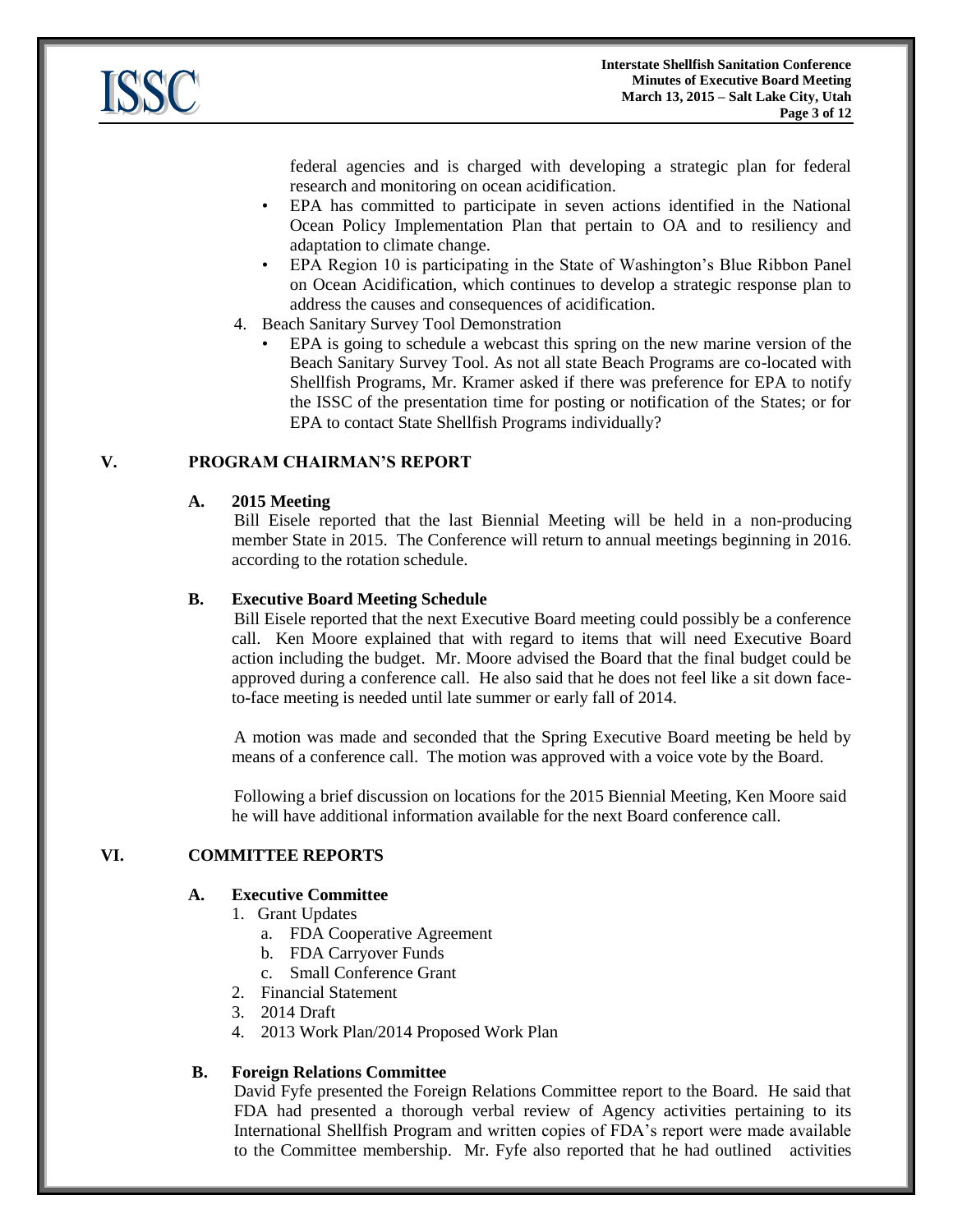federal agencies and is charged with developing a strategic plan for federal research and monitoring on ocean acidification.

- EPA has committed to participate in seven actions identified in the National Ocean Policy Implementation Plan that pertain to OA and to resiliency and adaptation to climate change.
- EPA Region 10 is participating in the State of Washington's Blue Ribbon Panel on Ocean Acidification, which continues to develop a strategic response plan to address the causes and consequences of acidification.

4. Beach Sanitary Survey Tool Demonstration
   - EPA is going to schedule a webcast this spring on the new marine version of the Beach Sanitary Survey Tool. As not all state Beach Programs are co-located with Shellfish Programs, Mr. Kramer asked if there was preference for EPA to notify the ISSC of the presentation time for posting or notification of the States; or for EPA to contact State Shellfish Programs individually?

## V. PROGRAM CHAIRMAN'S REPORT

### A. 2015 Meeting

Bill Eisele reported that the last Biennial Meeting will be held in a non-producing member State in 2015. The Conference will return to annual meetings beginning in 2016. according to the rotation schedule.

### B. Executive Board Meeting Schedule

Bill Eisele reported that the next Executive Board meeting could possibly be a conference call. Ken Moore explained that with regard to items that will need Executive Board action including the budget. Mr. Moore advised the Board that the final budget could be approved during a conference call. He also said that he does not feel like a sit down face-to-face meeting is needed until late summer or early fall of 2014.

A motion was made and seconded that the Spring Executive Board meeting be held by means of a conference call. The motion was approved with a voice vote by the Board.

Following a brief discussion on locations for the 2015 Biennial Meeting, Ken Moore said he will have additional information available for the next Board conference call.

## VI. COMMITTEE REPORTS

### A. Executive Committee

1. Grant Updates
   a. FDA Cooperative Agreement
   b. FDA Carryover Funds
   c. Small Conference Grant
2. Financial Statement
3. 2014 Draft
4. 2013 Work Plan/2014 Proposed Work Plan

### B. Foreign Relations Committee

David Fyfe presented the Foreign Relations Committee report to the Board. He said that FDA had presented a thorough verbal review of Agency activities pertaining to its International Shellfish Program and written copies of FDA's report were made available to the Committee membership. Mr. Fyfe also reported that he had outlined activities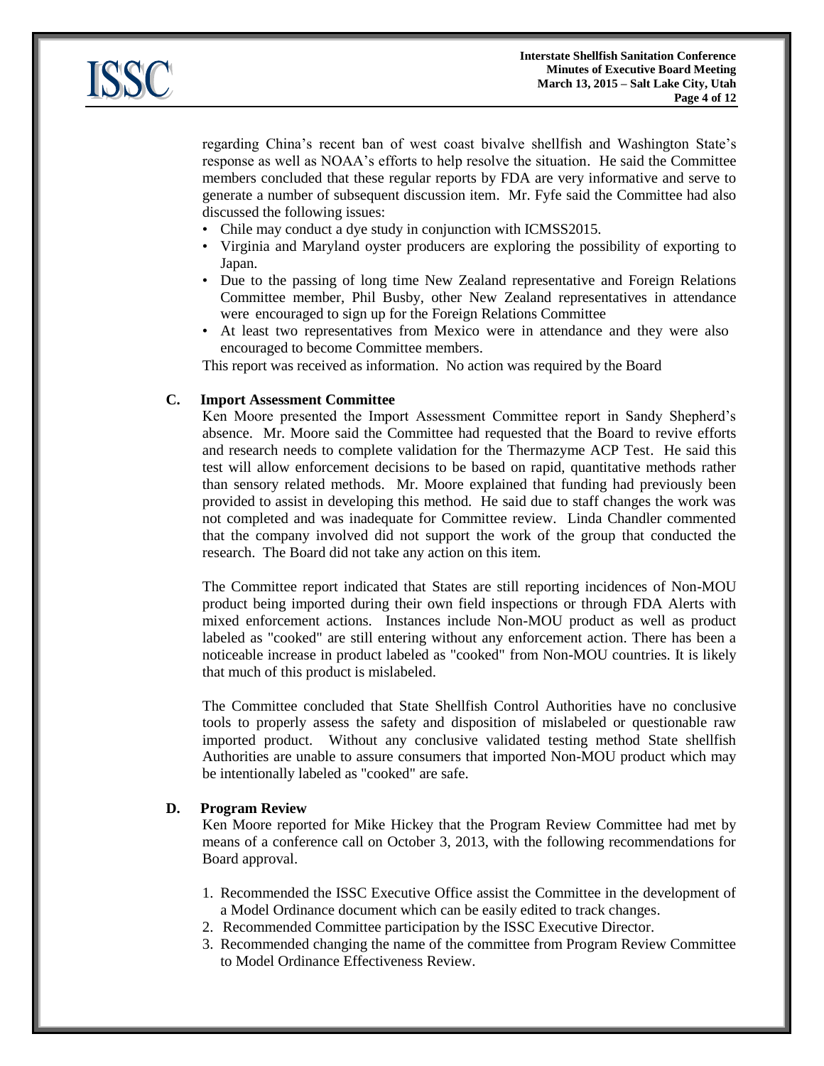regarding China's recent ban of west coast bivalve shellfish and Washington State's response as well as NOAA's efforts to help resolve the situation. He said the Committee members concluded that these regular reports by FDA are very informative and serve to generate a number of subsequent discussion item. Mr. Fyfe said the Committee had also discussed the following issues:

- Chile may conduct a dye study in conjunction with ICMSS2015.
- Virginia and Maryland oyster producers are exploring the possibility of exporting to Japan.
- Due to the passing of long time New Zealand representative and Foreign Relations Committee member, Phil Busby, other New Zealand representatives in attendance were encouraged to sign up for the Foreign Relations Committee
- At least two representatives from Mexico were in attendance and they were also encouraged to become Committee members.

This report was received as information. No action was required by the Board

**C. Import Assessment Committee**

Ken Moore presented the Import Assessment Committee report in Sandy Shepherd's absence. Mr. Moore said the Committee had requested that the Board to revive efforts and research needs to complete validation for the Thermazyme ACP Test. He said this test will allow enforcement decisions to be based on rapid, quantitative methods rather than sensory related methods. Mr. Moore explained that funding had previously been provided to assist in developing this method. He said due to staff changes the work was not completed and was inadequate for Committee review. Linda Chandler commented that the company involved did not support the work of the group that conducted the research. The Board did not take any action on this item.

The Committee report indicated that States are still reporting incidences of Non-MOU product being imported during their own field inspections or through FDA Alerts with mixed enforcement actions. Instances include Non-MOU product as well as product labeled as "cooked" are still entering without any enforcement action. There has been a noticeable increase in product labeled as "cooked" from Non-MOU countries. It is likely that much of this product is mislabeled.

The Committee concluded that State Shellfish Control Authorities have no conclusive tools to properly assess the safety and disposition of mislabeled or questionable raw imported product. Without any conclusive validated testing method State shellfish Authorities are unable to assure consumers that imported Non-MOU product which may be intentionally labeled as "cooked" are safe.

**D. Program Review**

Ken Moore reported for Mike Hickey that the Program Review Committee had met by means of a conference call on October 3, 2013, with the following recommendations for Board approval.

1. Recommended the ISSC Executive Office assist the Committee in the development of a Model Ordinance document which can be easily edited to track changes.
2. Recommended Committee participation by the ISSC Executive Director.
3. Recommended changing the name of the committee from Program Review Committee to Model Ordinance Effectiveness Review.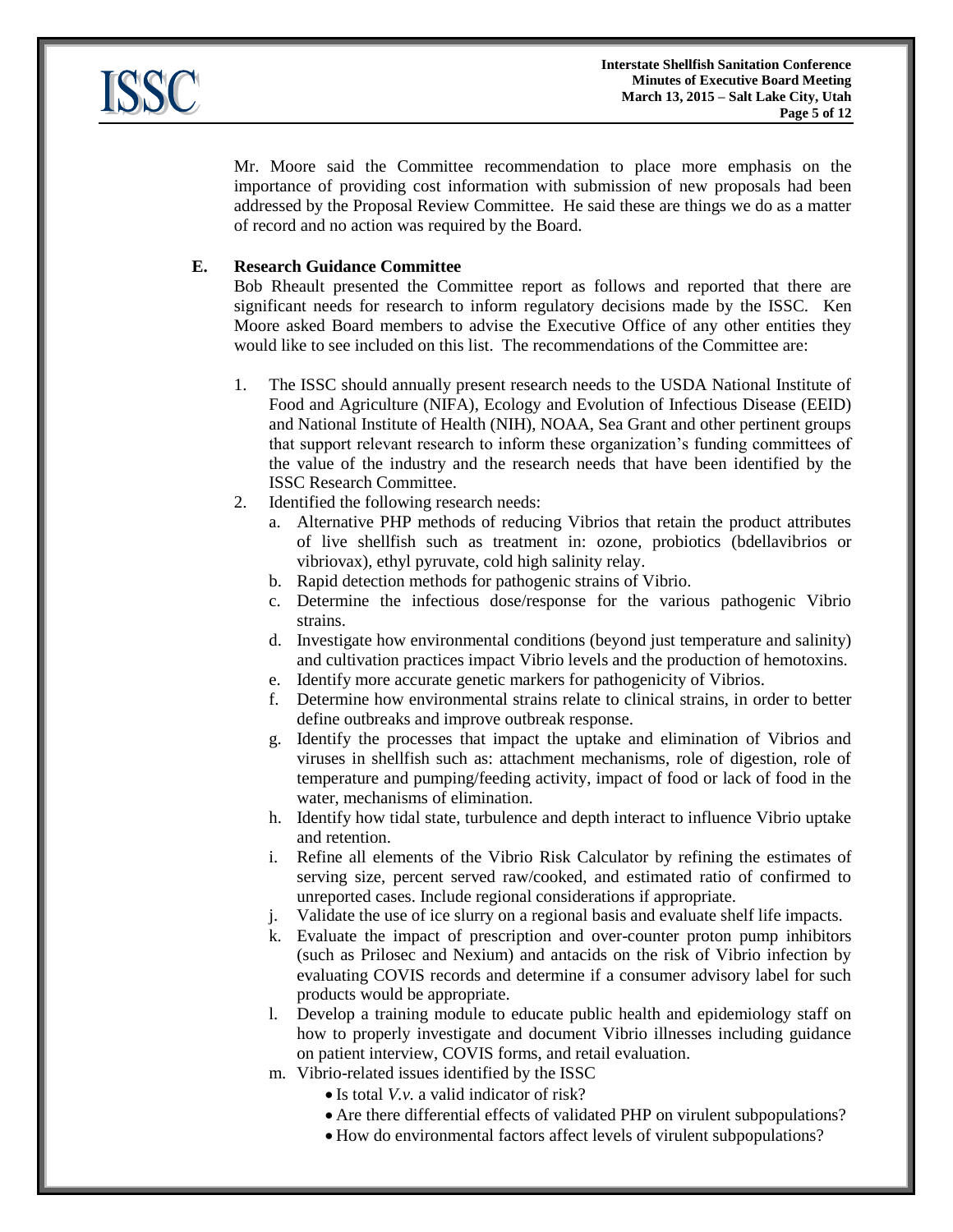Mr. Moore said the Committee recommendation to place more emphasis on the importance of providing cost information with submission of new proposals had been addressed by the Proposal Review Committee. He said these are things we do as a matter of record and no action was required by the Board.

**E. Research Guidance Committee**

Bob Rheault presented the Committee report as follows and reported that there are significant needs for research to inform regulatory decisions made by the ISSC. Ken Moore asked Board members to advise the Executive Office of any other entities they would like to see included on this list. The recommendations of the Committee are:

1. The ISSC should annually present research needs to the USDA National Institute of Food and Agriculture (NIFA), Ecology and Evolution of Infectious Disease (EEID) and National Institute of Health (NIH), NOAA, Sea Grant and other pertinent groups that support relevant research to inform these organization's funding committees of the value of the industry and the research needs that have been identified by the ISSC Research Committee.
2. Identified the following research needs:
   a. Alternative PHP methods of reducing Vibrios that retain the product attributes of live shellfish such as treatment in: ozone, probiotics (bdellavibrios or vibriovax), ethyl pyruvate, cold high salinity relay.
   b. Rapid detection methods for pathogenic strains of Vibrio.
   c. Determine the infectious dose/response for the various pathogenic Vibrio strains.
   d. Investigate how environmental conditions (beyond just temperature and salinity) and cultivation practices impact Vibrio levels and the production of hemotoxins.
   e. Identify more accurate genetic markers for pathogenicity of Vibrios.
   f. Determine how environmental strains relate to clinical strains, in order to better define outbreaks and improve outbreak response.
   g. Identify the processes that impact the uptake and elimination of Vibrios and viruses in shellfish such as: attachment mechanisms, role of digestion, role of temperature and pumping/feeding activity, impact of food or lack of food in the water, mechanisms of elimination.
   h. Identify how tidal state, turbulence and depth interact to influence Vibrio uptake and retention.
   i. Refine all elements of the Vibrio Risk Calculator by refining the estimates of serving size, percent served raw/cooked, and estimated ratio of confirmed to unreported cases. Include regional considerations if appropriate.
   j. Validate the use of ice slurry on a regional basis and evaluate shelf life impacts.
   k. Evaluate the impact of prescription and over-counter proton pump inhibitors (such as Prilosec and Nexium) and antacids on the risk of Vibrio infection by evaluating COVIS records and determine if a consumer advisory label for such products would be appropriate.
   l. Develop a training module to educate public health and epidemiology staff on how to properly investigate and document Vibrio illnesses including guidance on patient interview, COVIS forms, and retail evaluation.
   m. Vibrio-related issues identified by the ISSC
      - Is total *V.v.* a valid indicator of risk?
      - Are there differential effects of validated PHP on virulent subpopulations?
      - How do environmental factors affect levels of virulent subpopulations?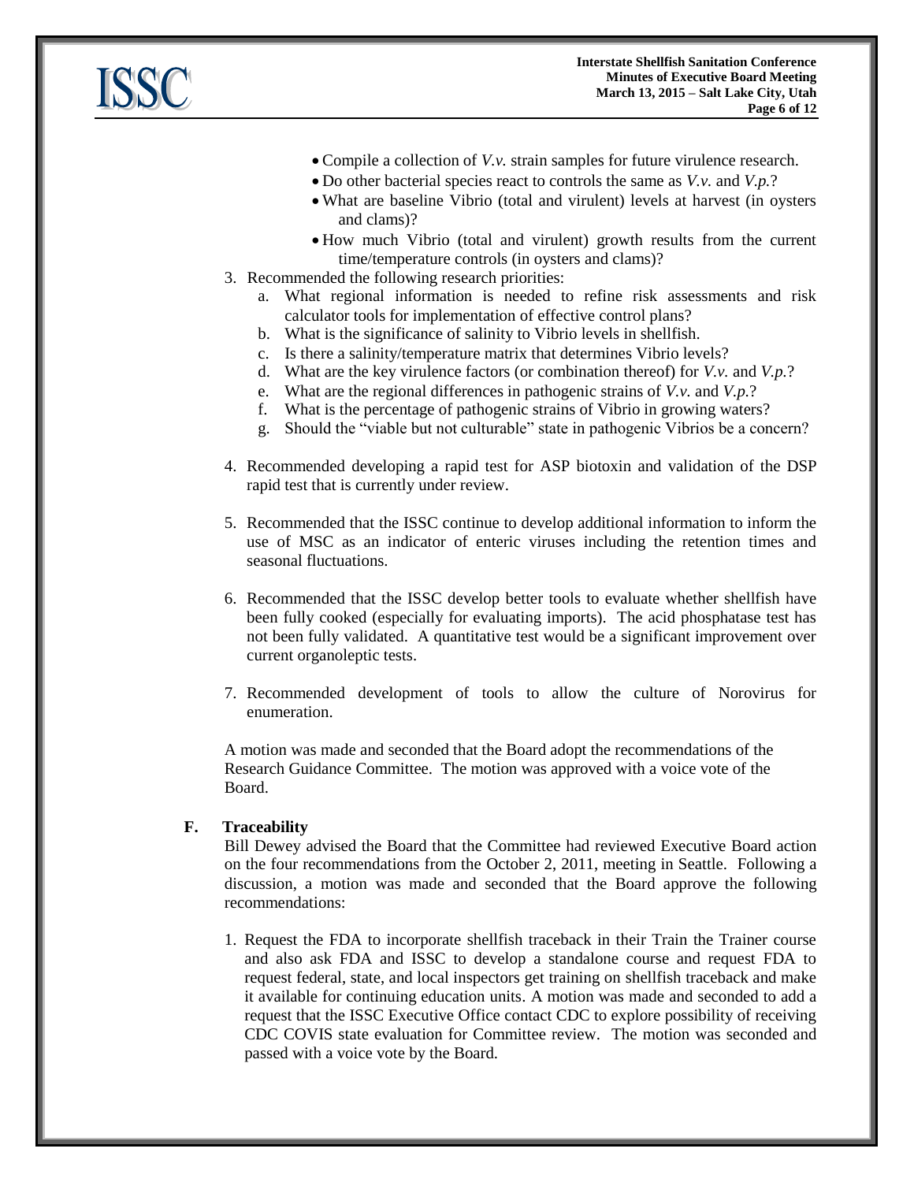- Compile a collection of *V.v.* strain samples for future virulence research.
- Do other bacterial species react to controls the same as *V.v.* and *V.p.*?
- What are baseline Vibrio (total and virulent) levels at harvest (in oysters and clams)?
- How much Vibrio (total and virulent) growth results from the current time/temperature controls (in oysters and clams)?

3. Recommended the following research priorities:
   a. What regional information is needed to refine risk assessments and risk calculator tools for implementation of effective control plans?
   b. What is the significance of salinity to Vibrio levels in shellfish.
   c. Is there a salinity/temperature matrix that determines Vibrio levels?
   d. What are the key virulence factors (or combination thereof) for *V.v.* and *V.p.*?
   e. What are the regional differences in pathogenic strains of *V.v.* and *V.p.*?
   f. What is the percentage of pathogenic strains of Vibrio in growing waters?
   g. Should the "viable but not culturable" state in pathogenic Vibrios be a concern?

4. Recommended developing a rapid test for ASP biotoxin and validation of the DSP rapid test that is currently under review.

5. Recommended that the ISSC continue to develop additional information to inform the use of MSC as an indicator of enteric viruses including the retention times and seasonal fluctuations.

6. Recommended that the ISSC develop better tools to evaluate whether shellfish have been fully cooked (especially for evaluating imports). The acid phosphatase test has not been fully validated. A quantitative test would be a significant improvement over current organoleptic tests.

7. Recommended development of tools to allow the culture of Norovirus for enumeration.

A motion was made and seconded that the Board adopt the recommendations of the Research Guidance Committee. The motion was approved with a voice vote of the Board.

**F. Traceability**

Bill Dewey advised the Board that the Committee had reviewed Executive Board action on the four recommendations from the October 2, 2011, meeting in Seattle. Following a discussion, a motion was made and seconded that the Board approve the following recommendations:

1. Request the FDA to incorporate shellfish traceback in their Train the Trainer course and also ask FDA and ISSC to develop a standalone course and request FDA to request federal, state, and local inspectors get training on shellfish traceback and make it available for continuing education units. A motion was made and seconded to add a request that the ISSC Executive Office contact CDC to explore possibility of receiving CDC COVIS state evaluation for Committee review. The motion was seconded and passed with a voice vote by the Board.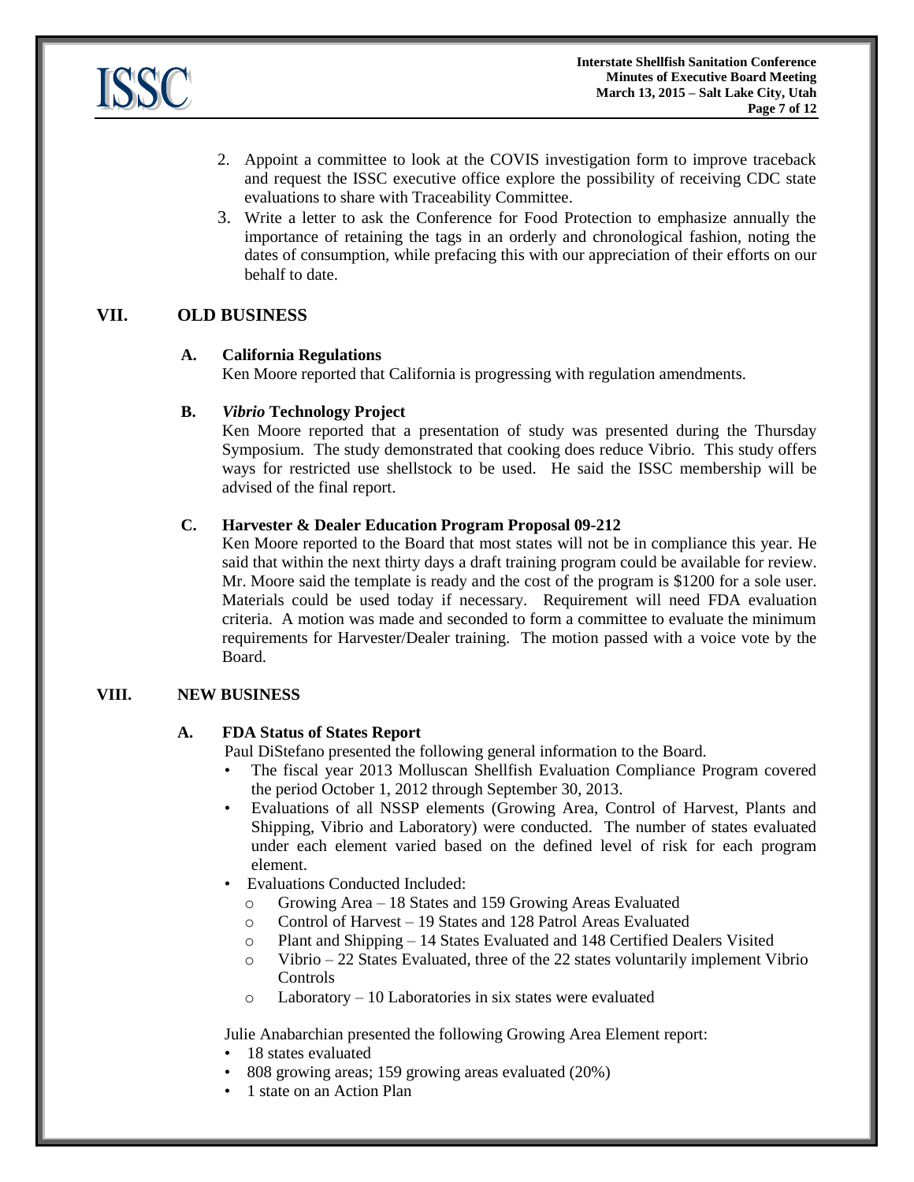2. Appoint a committee to look at the COVIS investigation form to improve traceback and request the ISSC executive office explore the possibility of receiving CDC state evaluations to share with Traceability Committee.
3. Write a letter to ask the Conference for Food Protection to emphasize annually the importance of retaining the tags in an orderly and chronological fashion, noting the dates of consumption, while prefacing this with our appreciation of their efforts on our behalf to date.

## VII. OLD BUSINESS

### A. California Regulations

Ken Moore reported that California is progressing with regulation amendments.

### B. *Vibrio* Technology Project

Ken Moore reported that a presentation of study was presented during the Thursday Symposium. The study demonstrated that cooking does reduce Vibrio. This study offers ways for restricted use shellstock to be used. He said the ISSC membership will be advised of the final report.

### C. Harvester & Dealer Education Program Proposal 09-212

Ken Moore reported to the Board that most states will not be in compliance this year. He said that within the next thirty days a draft training program could be available for review. Mr. Moore said the template is ready and the cost of the program is $1200 for a sole user. Materials could be used today if necessary. Requirement will need FDA evaluation criteria. A motion was made and seconded to form a committee to evaluate the minimum requirements for Harvester/Dealer training. The motion passed with a voice vote by the Board.

## VIII. NEW BUSINESS

### A. FDA Status of States Report

Paul DiStefano presented the following general information to the Board.

- The fiscal year 2013 Molluscan Shellfish Evaluation Compliance Program covered the period October 1, 2012 through September 30, 2013.
- Evaluations of all NSSP elements (Growing Area, Control of Harvest, Plants and Shipping, Vibrio and Laboratory) were conducted. The number of states evaluated under each element varied based on the defined level of risk for each program element.
- Evaluations Conducted Included:
  - Growing Area – 18 States and 159 Growing Areas Evaluated
  - Control of Harvest – 19 States and 128 Patrol Areas Evaluated
  - Plant and Shipping – 14 States Evaluated and 148 Certified Dealers Visited
  - Vibrio – 22 States Evaluated, three of the 22 states voluntarily implement Vibrio Controls
  - Laboratory – 10 Laboratories in six states were evaluated

Julie Anabarchian presented the following Growing Area Element report:

- 18 states evaluated
- 808 growing areas; 159 growing areas evaluated (20%)
- 1 state on an Action Plan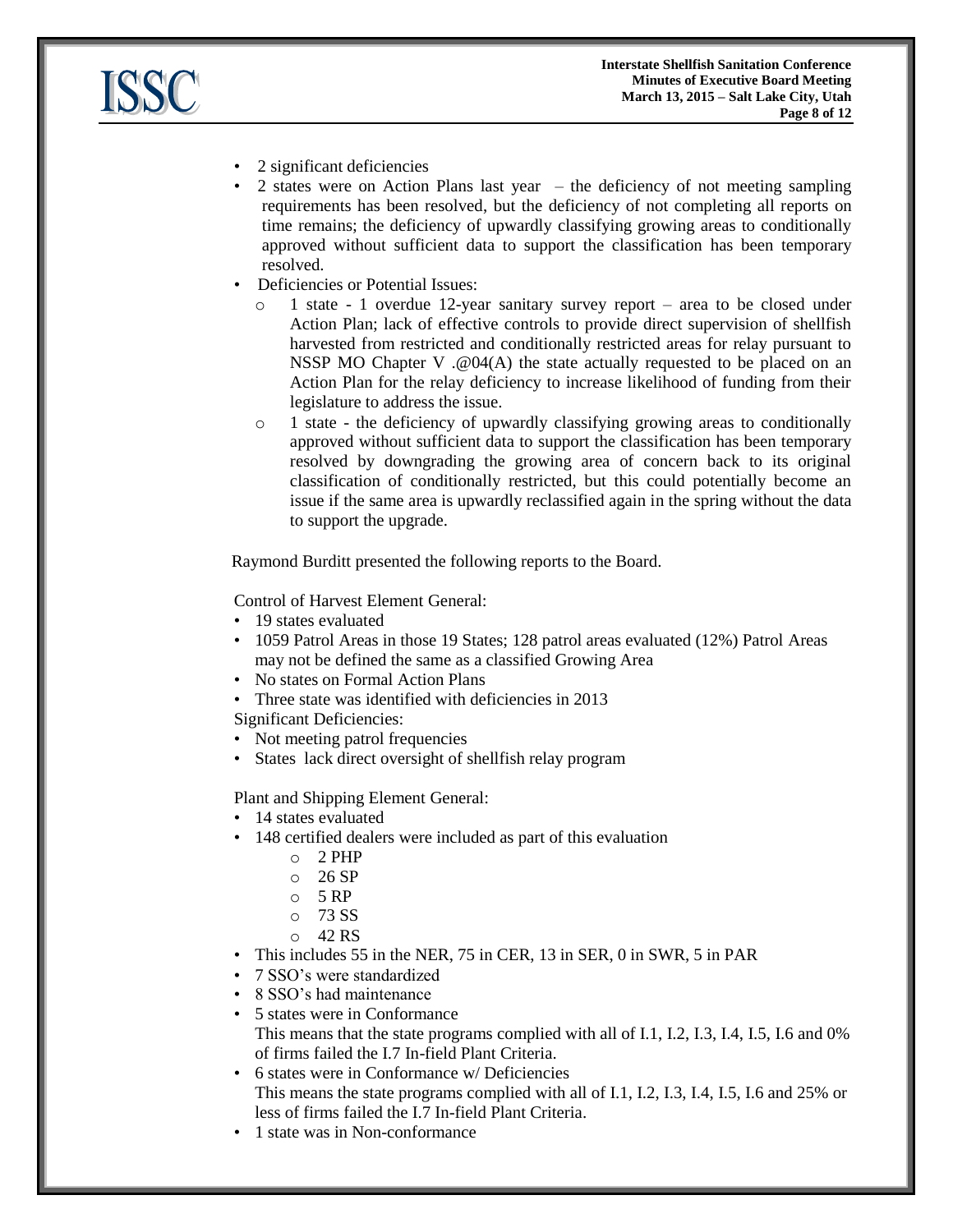- 2 significant deficiencies
- 2 states were on Action Plans last year – the deficiency of not meeting sampling requirements has been resolved, but the deficiency of not completing all reports on time remains; the deficiency of upwardly classifying growing areas to conditionally approved without sufficient data to support the classification has been temporary resolved.
- Deficiencies or Potential Issues:
  - 1 state - 1 overdue 12-year sanitary survey report – area to be closed under Action Plan; lack of effective controls to provide direct supervision of shellfish harvested from restricted and conditionally restricted areas for relay pursuant to NSSP MO Chapter V .@04(A) the state actually requested to be placed on an Action Plan for the relay deficiency to increase likelihood of funding from their legislature to address the issue.
  - 1 state - the deficiency of upwardly classifying growing areas to conditionally approved without sufficient data to support the classification has been temporary resolved by downgrading the growing area of concern back to its original classification of conditionally restricted, but this could potentially become an issue if the same area is upwardly reclassified again in the spring without the data to support the upgrade.

Raymond Burditt presented the following reports to the Board.

Control of Harvest Element General:

- 19 states evaluated
- 1059 Patrol Areas in those 19 States; 128 patrol areas evaluated (12%) Patrol Areas may not be defined the same as a classified Growing Area
- No states on Formal Action Plans
- Three state was identified with deficiencies in 2013

Significant Deficiencies:

- Not meeting patrol frequencies
- States lack direct oversight of shellfish relay program

Plant and Shipping Element General:

- 14 states evaluated
- 148 certified dealers were included as part of this evaluation
  - 2 PHP
  - 26 SP
  - 5 RP
  - 73 SS
  - 42 RS
- This includes 55 in the NER, 75 in CER, 13 in SER, 0 in SWR, 5 in PAR
- 7 SSO's were standardized
- 8 SSO's had maintenance
- 5 states were in Conformance
  This means that the state programs complied with all of I.1, I.2, I.3, I.4, I.5, I.6 and 0% of firms failed the I.7 In-field Plant Criteria.
- 6 states were in Conformance w/ Deficiencies
  This means the state programs complied with all of I.1, I.2, I.3, I.4, I.5, I.6 and 25% or less of firms failed the I.7 In-field Plant Criteria.
- 1 state was in Non-conformance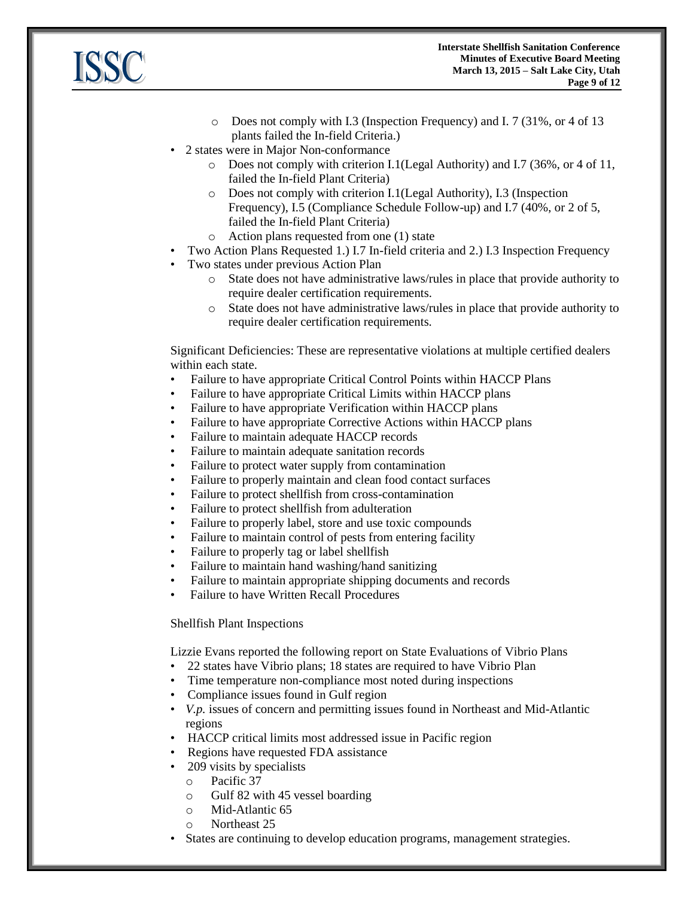- Does not comply with I.3 (Inspection Frequency) and I. 7 (31%, or 4 of 13 plants failed the In-field Criteria.)
- 2 states were in Major Non-conformance
  - Does not comply with criterion I.1(Legal Authority) and I.7 (36%, or 4 of 11, failed the In-field Plant Criteria)
  - Does not comply with criterion I.1(Legal Authority), I.3 (Inspection Frequency), I.5 (Compliance Schedule Follow-up) and I.7 (40%, or 2 of 5, failed the In-field Plant Criteria)
  - Action plans requested from one (1) state
- Two Action Plans Requested 1.) I.7 In-field criteria and 2.) I.3 Inspection Frequency
- Two states under previous Action Plan
  - State does not have administrative laws/rules in place that provide authority to require dealer certification requirements.
  - State does not have administrative laws/rules in place that provide authority to require dealer certification requirements.

Significant Deficiencies: These are representative violations at multiple certified dealers within each state.

- Failure to have appropriate Critical Control Points within HACCP Plans
- Failure to have appropriate Critical Limits within HACCP plans
- Failure to have appropriate Verification within HACCP plans
- Failure to have appropriate Corrective Actions within HACCP plans
- Failure to maintain adequate HACCP records
- Failure to maintain adequate sanitation records
- Failure to protect water supply from contamination
- Failure to properly maintain and clean food contact surfaces
- Failure to protect shellfish from cross-contamination
- Failure to protect shellfish from adulteration
- Failure to properly label, store and use toxic compounds
- Failure to maintain control of pests from entering facility
- Failure to properly tag or label shellfish
- Failure to maintain hand washing/hand sanitizing
- Failure to maintain appropriate shipping documents and records
- Failure to have Written Recall Procedures

Shellfish Plant Inspections

Lizzie Evans reported the following report on State Evaluations of Vibrio Plans

- 22 states have Vibrio plans; 18 states are required to have Vibrio Plan
- Time temperature non-compliance most noted during inspections
- Compliance issues found in Gulf region
- *V.p.* issues of concern and permitting issues found in Northeast and Mid-Atlantic regions
- HACCP critical limits most addressed issue in Pacific region
- Regions have requested FDA assistance
- 209 visits by specialists
  - Pacific 37
  - Gulf 82 with 45 vessel boarding
  - Mid-Atlantic 65
  - Northeast 25
- States are continuing to develop education programs, management strategies.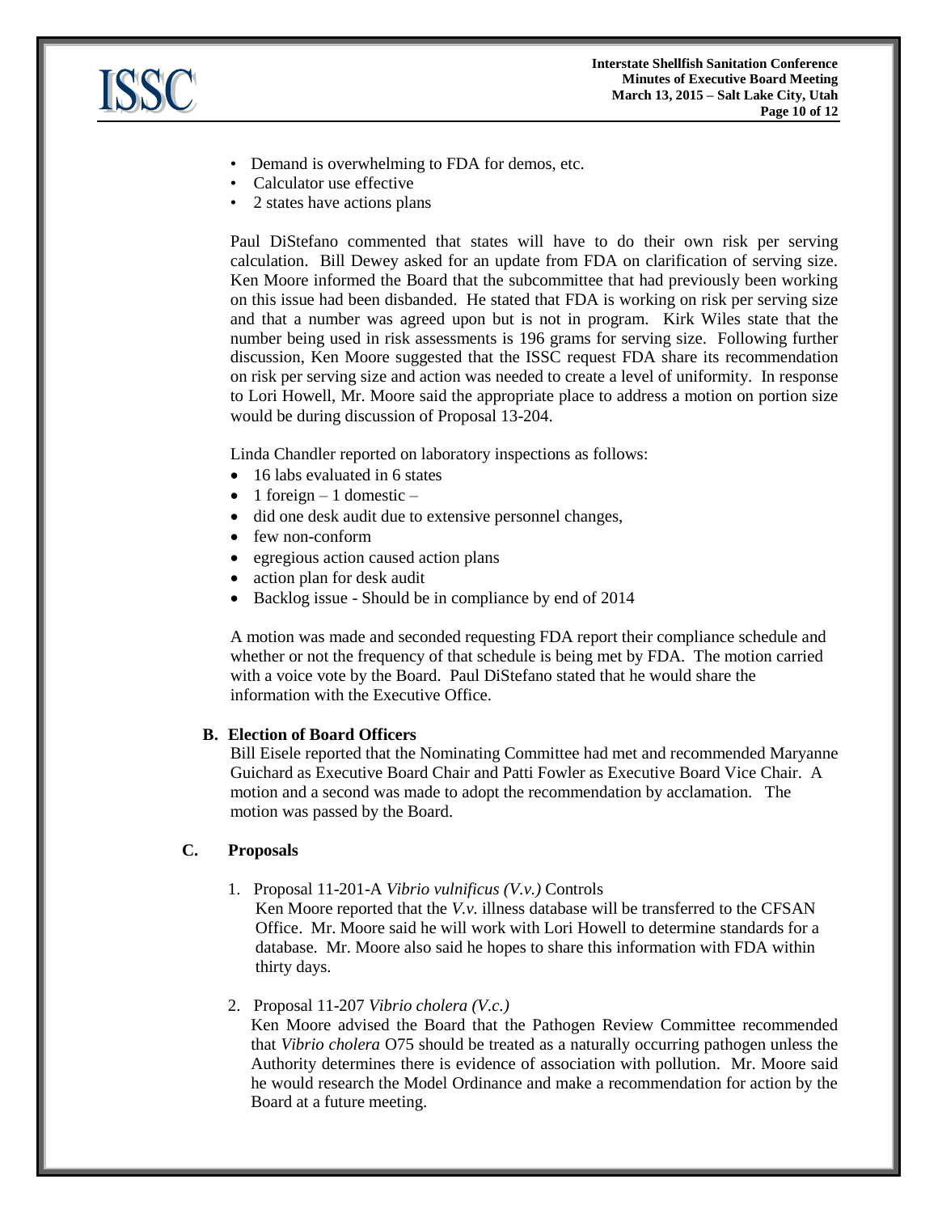- Demand is overwhelming to FDA for demos, etc.
- Calculator use effective
- 2 states have actions plans

Paul DiStefano commented that states will have to do their own risk per serving calculation. Bill Dewey asked for an update from FDA on clarification of serving size. Ken Moore informed the Board that the subcommittee that had previously been working on this issue had been disbanded. He stated that FDA is working on risk per serving size and that a number was agreed upon but is not in program. Kirk Wiles state that the number being used in risk assessments is 196 grams for serving size. Following further discussion, Ken Moore suggested that the ISSC request FDA share its recommendation on risk per serving size and action was needed to create a level of uniformity. In response to Lori Howell, Mr. Moore said the appropriate place to address a motion on portion size would be during discussion of Proposal 13-204.

Linda Chandler reported on laboratory inspections as follows:

- 16 labs evaluated in 6 states
- 1 foreign – 1 domestic –
- did one desk audit due to extensive personnel changes,
- few non-conform
- egregious action caused action plans
- action plan for desk audit
- Backlog issue - Should be in compliance by end of 2014

A motion was made and seconded requesting FDA report their compliance schedule and whether or not the frequency of that schedule is being met by FDA. The motion carried with a voice vote by the Board. Paul DiStefano stated that he would share the information with the Executive Office.

**B. Election of Board Officers**

Bill Eisele reported that the Nominating Committee had met and recommended Maryanne Guichard as Executive Board Chair and Patti Fowler as Executive Board Vice Chair. A motion and a second was made to adopt the recommendation by acclamation. The motion was passed by the Board.

**C. Proposals**

1. Proposal 11-201-A *Vibrio vulnificus (V.v.)* Controls
   Ken Moore reported that the *V.v.* illness database will be transferred to the CFSAN Office. Mr. Moore said he will work with Lori Howell to determine standards for a database. Mr. Moore also said he hopes to share this information with FDA within thirty days.

2. Proposal 11-207 *Vibrio cholera (V.c.)*
   Ken Moore advised the Board that the Pathogen Review Committee recommended that *Vibrio cholera* O75 should be treated as a naturally occurring pathogen unless the Authority determines there is evidence of association with pollution. Mr. Moore said he would research the Model Ordinance and make a recommendation for action by the Board at a future meeting.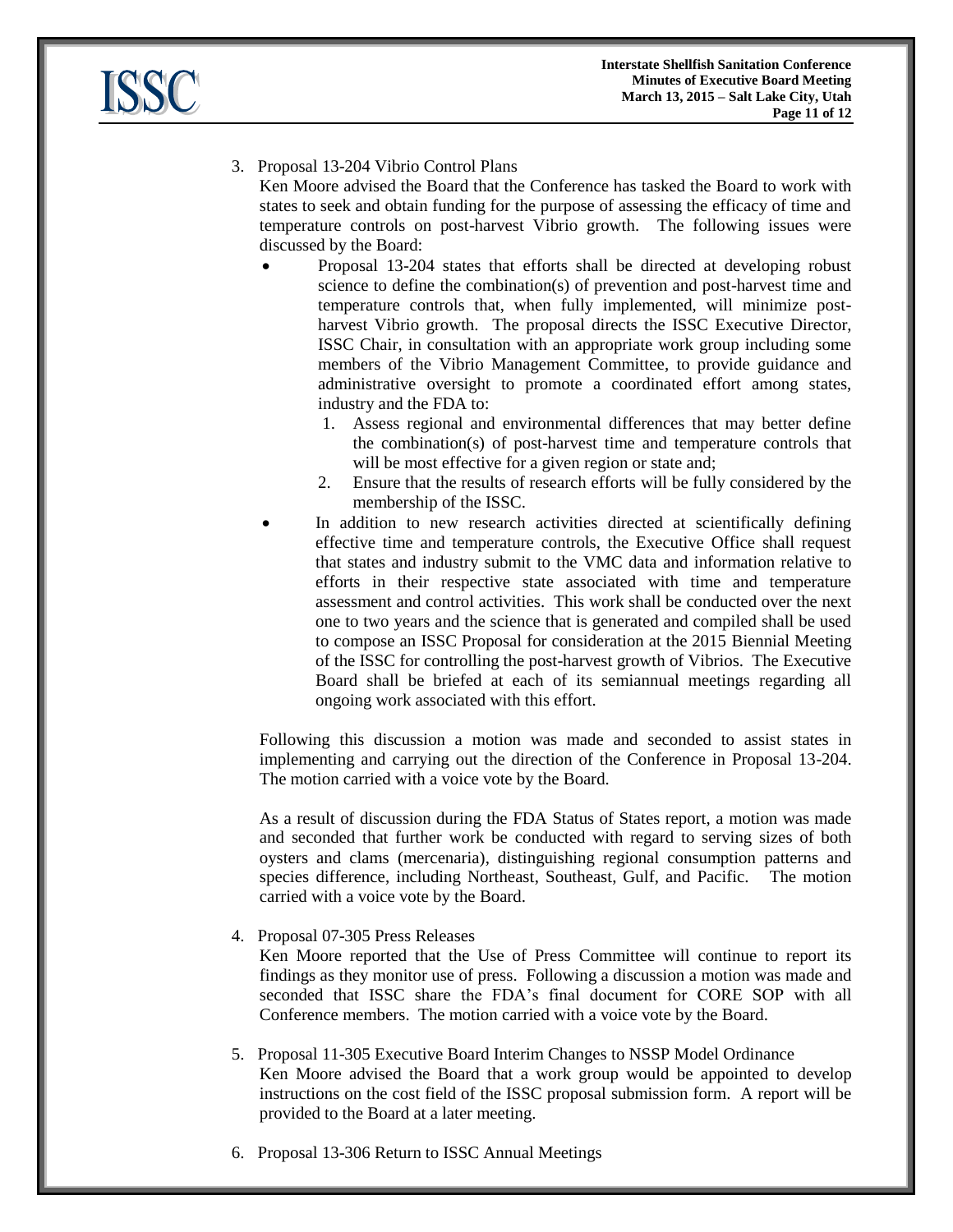3. Proposal 13-204 Vibrio Control Plans

   Ken Moore advised the Board that the Conference has tasked the Board to work with states to seek and obtain funding for the purpose of assessing the efficacy of time and temperature controls on post-harvest Vibrio growth. The following issues were discussed by the Board:

   - Proposal 13-204 states that efforts shall be directed at developing robust science to define the combination(s) of prevention and post-harvest time and temperature controls that, when fully implemented, will minimize post-harvest Vibrio growth. The proposal directs the ISSC Executive Director, ISSC Chair, in consultation with an appropriate work group including some members of the Vibrio Management Committee, to provide guidance and administrative oversight to promote a coordinated effort among states, industry and the FDA to:
     1. Assess regional and environmental differences that may better define the combination(s) of post-harvest time and temperature controls that will be most effective for a given region or state and;
     2. Ensure that the results of research efforts will be fully considered by the membership of the ISSC.
   - In addition to new research activities directed at scientifically defining effective time and temperature controls, the Executive Office shall request that states and industry submit to the VMC data and information relative to efforts in their respective state associated with time and temperature assessment and control activities. This work shall be conducted over the next one to two years and the science that is generated and compiled shall be used to compose an ISSC Proposal for consideration at the 2015 Biennial Meeting of the ISSC for controlling the post-harvest growth of Vibrios. The Executive Board shall be briefed at each of its semiannual meetings regarding all ongoing work associated with this effort.

   Following this discussion a motion was made and seconded to assist states in implementing and carrying out the direction of the Conference in Proposal 13-204. The motion carried with a voice vote by the Board.

   As a result of discussion during the FDA Status of States report, a motion was made and seconded that further work be conducted with regard to serving sizes of both oysters and clams (mercenaria), distinguishing regional consumption patterns and species difference, including Northeast, Southeast, Gulf, and Pacific. The motion carried with a voice vote by the Board.

4. Proposal 07-305 Press Releases

   Ken Moore reported that the Use of Press Committee will continue to report its findings as they monitor use of press. Following a discussion a motion was made and seconded that ISSC share the FDA's final document for CORE SOP with all Conference members. The motion carried with a voice vote by the Board.

5. Proposal 11-305 Executive Board Interim Changes to NSSP Model Ordinance

   Ken Moore advised the Board that a work group would be appointed to develop instructions on the cost field of the ISSC proposal submission form. A report will be provided to the Board at a later meeting.

6. Proposal 13-306 Return to ISSC Annual Meetings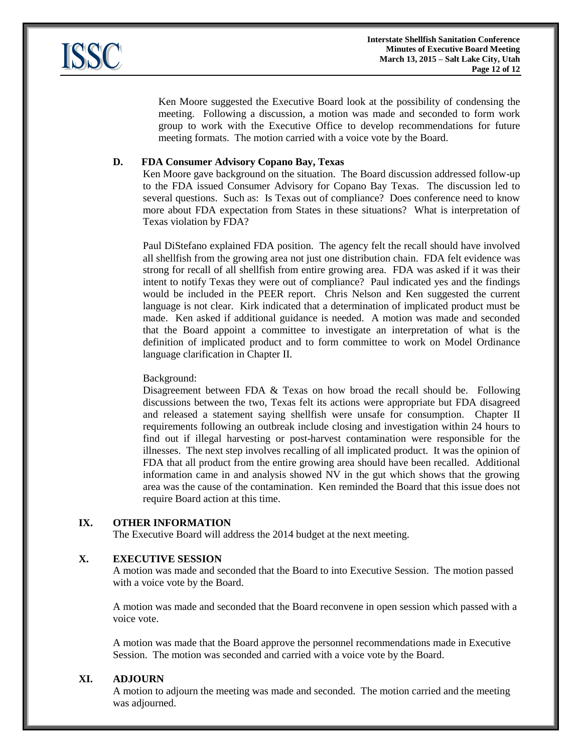Ken Moore suggested the Executive Board look at the possibility of condensing the meeting. Following a discussion, a motion was made and seconded to form work group to work with the Executive Office to develop recommendations for future meeting formats. The motion carried with a voice vote by the Board.

### D. FDA Consumer Advisory Copano Bay, Texas

Ken Moore gave background on the situation. The Board discussion addressed follow-up to the FDA issued Consumer Advisory for Copano Bay Texas. The discussion led to several questions. Such as: Is Texas out of compliance? Does conference need to know more about FDA expectation from States in these situations? What is interpretation of Texas violation by FDA?

Paul DiStefano explained FDA position. The agency felt the recall should have involved all shellfish from the growing area not just one distribution chain. FDA felt evidence was strong for recall of all shellfish from entire growing area. FDA was asked if it was their intent to notify Texas they were out of compliance? Paul indicated yes and the findings would be included in the PEER report. Chris Nelson and Ken suggested the current language is not clear. Kirk indicated that a determination of implicated product must be made. Ken asked if additional guidance is needed. A motion was made and seconded that the Board appoint a committee to investigate an interpretation of what is the definition of implicated product and to form committee to work on Model Ordinance language clarification in Chapter II.

Background:

Disagreement between FDA & Texas on how broad the recall should be. Following discussions between the two, Texas felt its actions were appropriate but FDA disagreed and released a statement saying shellfish were unsafe for consumption. Chapter II requirements following an outbreak include closing and investigation within 24 hours to find out if illegal harvesting or post-harvest contamination were responsible for the illnesses. The next step involves recalling of all implicated product. It was the opinion of FDA that all product from the entire growing area should have been recalled. Additional information came in and analysis showed NV in the gut which shows that the growing area was the cause of the contamination. Ken reminded the Board that this issue does not require Board action at this time.

## IX. OTHER INFORMATION

The Executive Board will address the 2014 budget at the next meeting.

## X. EXECUTIVE SESSION

A motion was made and seconded that the Board to into Executive Session. The motion passed with a voice vote by the Board.

A motion was made and seconded that the Board reconvene in open session which passed with a voice vote.

A motion was made that the Board approve the personnel recommendations made in Executive Session. The motion was seconded and carried with a voice vote by the Board.

## XI. ADJOURN

A motion to adjourn the meeting was made and seconded. The motion carried and the meeting was adjourned.